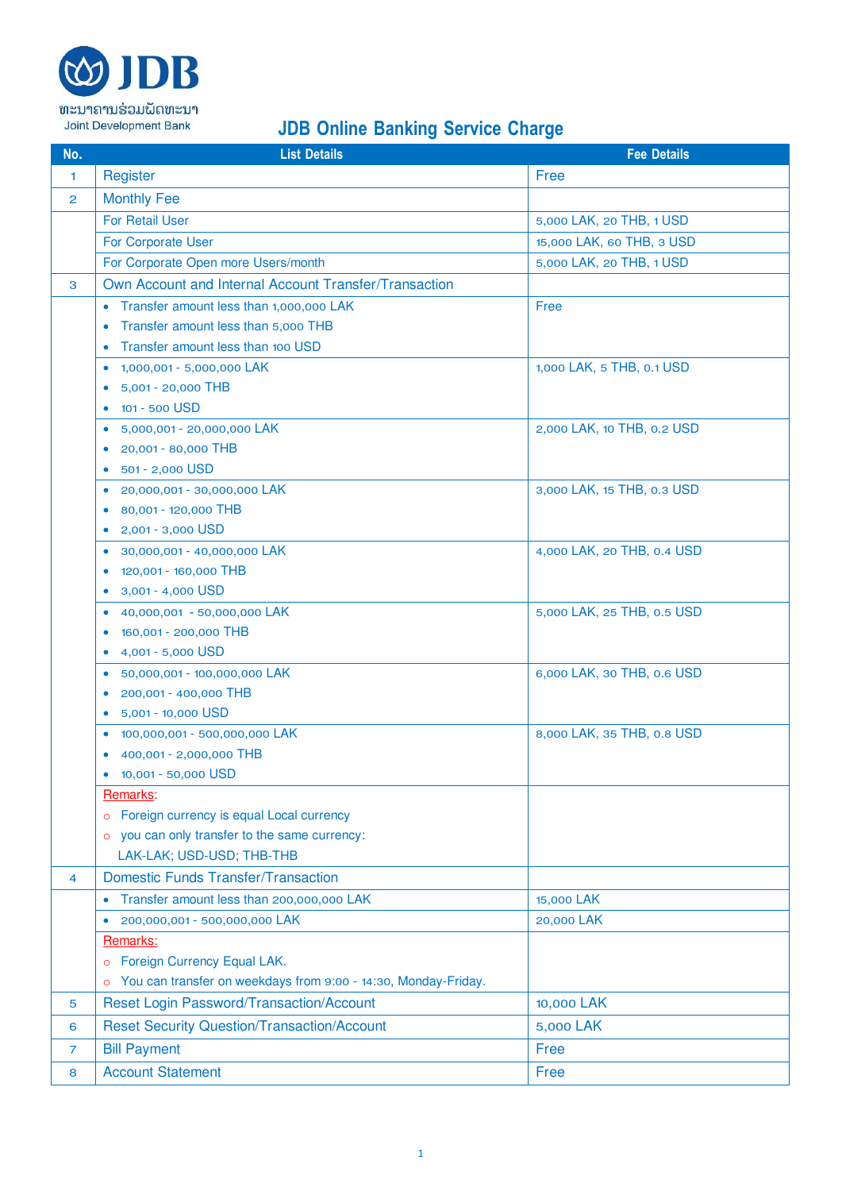ທະນາຄານຮ່ວມພັດທະນາ
Joint Development Bank

# JDB Online Banking Service Charge

| No. | List Details | Fee Details |
| --- | --- | --- |
| 1 | Register | Free |
| 2 | Monthly Fee | |
| | For Retail User | 5,000 LAK, 20 THB, 1 USD |
| | For Corporate User | 15,000 LAK, 60 THB, 3 USD |
| | For Corporate Open more Users/month | 5,000 LAK, 20 THB, 1 USD |
| 3 | Own Account and Internal Account Transfer/Transaction | |
| | • Transfer amount less than 1,000,000 LAK<br>• Transfer amount less than 5,000 THB<br>• Transfer amount less than 100 USD | Free |
| | • 1,000,001 - 5,000,000 LAK<br>• 5,001 - 20,000 THB<br>• 101 - 500 USD | 1,000 LAK, 5 THB, 0.1 USD |
| | • 5,000,001 - 20,000,000 LAK<br>• 20,001 - 80,000 THB<br>• 501 - 2,000 USD | 2,000 LAK, 10 THB, 0.2 USD |
| | • 20,000,001 - 30,000,000 LAK<br>• 80,001 - 120,000 THB<br>• 2,001 - 3,000 USD | 3,000 LAK, 15 THB, 0.3 USD |
| | • 30,000,001 - 40,000,000 LAK<br>• 120,001 - 160,000 THB<br>• 3,001 - 4,000 USD | 4,000 LAK, 20 THB, 0.4 USD |
| | • 40,000,001 - 50,000,000 LAK<br>• 160,001 - 200,000 THB<br>• 4,001 - 5,000 USD | 5,000 LAK, 25 THB, 0.5 USD |
| | • 50,000,001 - 100,000,000 LAK<br>• 200,001 - 400,000 THB<br>• 5,001 - 10,000 USD | 6,000 LAK, 30 THB, 0.6 USD |
| | • 100,000,001 - 500,000,000 LAK<br>• 400,001 - 2,000,000 THB<br>• 10,001 - 50,000 USD | 8,000 LAK, 35 THB, 0.8 USD |
| | Remarks:<br>○ Foreign currency is equal Local currency<br>○ you can only transfer to the same currency: LAK-LAK; USD-USD; THB-THB | |
| 4 | Domestic Funds Transfer/Transaction | |
| | • Transfer amount less than 200,000,000 LAK | 15,000 LAK |
| | • 200,000,001 - 500,000,000 LAK | 20,000 LAK |
| | Remarks:<br>○ Foreign Currency Equal LAK.<br>○ You can transfer on weekdays from 9:00 - 14:30, Monday-Friday. | |
| 5 | Reset Login Password/Transaction/Account | 10,000 LAK |
| 6 | Reset Security Question/Transaction/Account | 5,000 LAK |
| 7 | Bill Payment | Free |
| 8 | Account Statement | Free |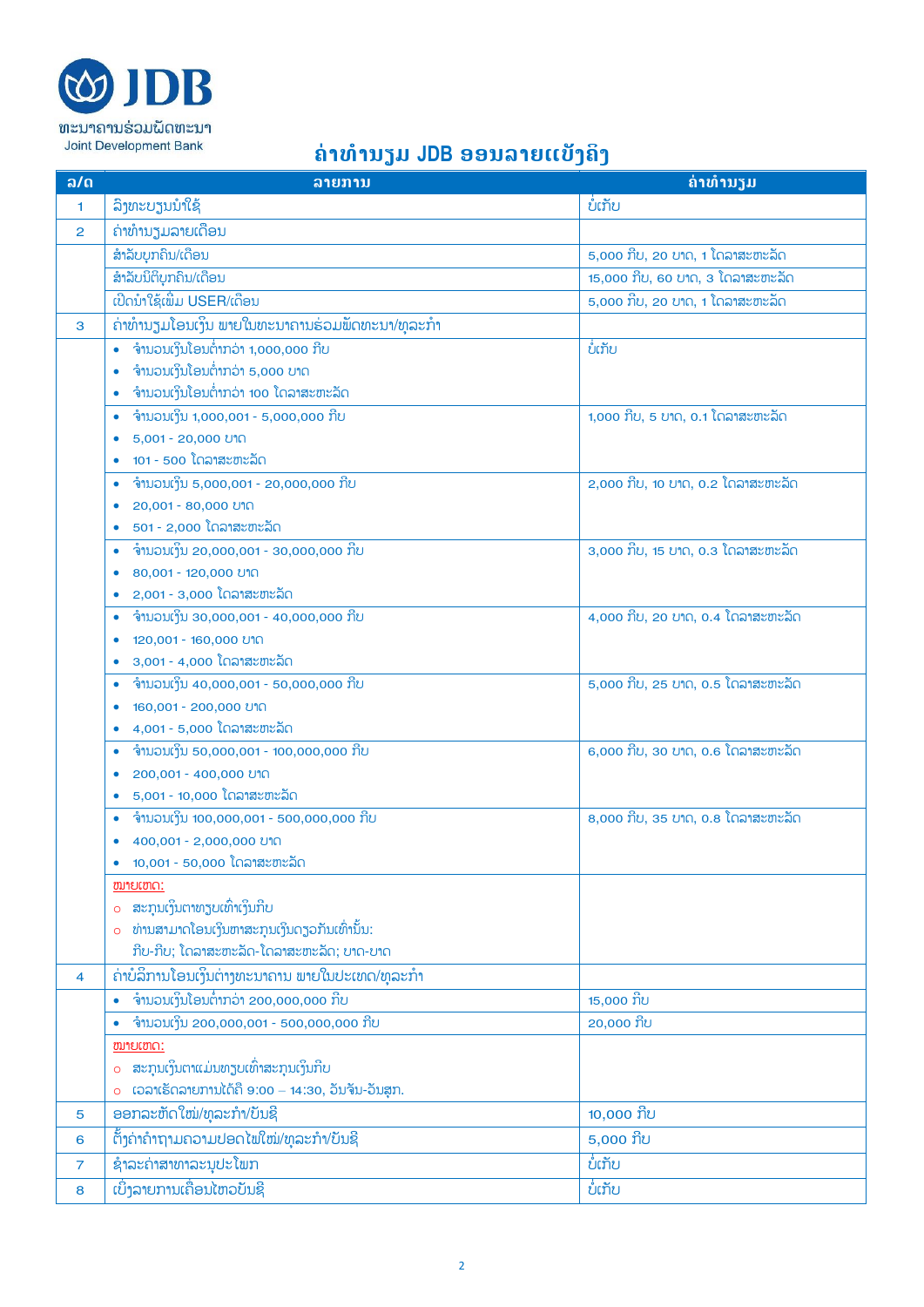ທະນາຄານຮ່ວມພັດທະນາ
Joint Development Bank

# ຄ່າທຳນຽມ JDB ອອນລາຍແບັງຄິງ

| ລ/ດ | ລາຍການ | ຄ່າທຳນຽມ |
|---|---|---|
| 1 | ລົງທະບຽນນຳໃຊ້ | ບໍ່ເກັບ |
| 2 | ຄ່າທຳນຽມລາຍເດືອນ | |
| | ສຳລັບບຸກຄົນ/ເດືອນ | 5,000 ກີບ, 20 ບາດ, 1 ໂດລາສະຫະລັດ |
| | ສຳລັບນິຕິບຸກຄົນ/ເດືອນ | 15,000 ກີບ, 60 ບາດ, 3 ໂດລາສະຫະລັດ |
| | ເປີດນຳໃຊ້ເພີ່ມ USER/ເດືອນ | 5,000 ກີບ, 20 ບາດ, 1 ໂດລາສະຫະລັດ |
| 3 | ຄ່າທຳນຽມໂອນເງິນ ພາຍໃນທະນາຄານຮ່ວມພັດທະນາ/ທຸລະກຳ | |
| | • ຈຳນວນເງິນໂອນຕໍ່າກວ່າ 1,000,000 ກີບ<br>• ຈຳນວນເງິນໂອນຕໍ່າກວ່າ 5,000 ບາດ<br>• ຈຳນວນເງິນໂອນຕໍ່າກວ່າ 100 ໂດລາສະຫະລັດ | ບໍ່ເກັບ |
| | • ຈຳນວນເງິນ 1,000,001 - 5,000,000 ກີບ<br>• 5,001 - 20,000 ບາດ<br>• 101 - 500 ໂດລາສະຫະລັດ | 1,000 ກີບ, 5 ບາດ, 0.1 ໂດລາສະຫະລັດ |
| | • ຈຳນວນເງິນ 5,000,001 - 20,000,000 ກີບ<br>• 20,001 - 80,000 ບາດ<br>• 501 - 2,000 ໂດລາສະຫະລັດ | 2,000 ກີບ, 10 ບາດ, 0.2 ໂດລາສະຫະລັດ |
| | • ຈຳນວນເງິນ 20,000,001 - 30,000,000 ກີບ<br>• 80,001 - 120,000 ບາດ<br>• 2,001 - 3,000 ໂດລາສະຫະລັດ | 3,000 ກີບ, 15 ບາດ, 0.3 ໂດລາສະຫະລັດ |
| | • ຈຳນວນເງິນ 30,000,001 - 40,000,000 ກີບ<br>• 120,001 - 160,000 ບາດ<br>• 3,001 - 4,000 ໂດລາສະຫະລັດ | 4,000 ກີບ, 20 ບາດ, 0.4 ໂດລາສະຫະລັດ |
| | • ຈຳນວນເງິນ 40,000,001 - 50,000,000 ກີບ<br>• 160,001 - 200,000 ບາດ<br>• 4,001 - 5,000 ໂດລາສະຫະລັດ | 5,000 ກີບ, 25 ບາດ, 0.5 ໂດລາສະຫະລັດ |
| | • ຈຳນວນເງິນ 50,000,001 - 100,000,000 ກີບ<br>• 200,001 - 400,000 ບາດ<br>• 5,001 - 10,000 ໂດລາສະຫະລັດ | 6,000 ກີບ, 30 ບາດ, 0.6 ໂດລາສະຫະລັດ |
| | • ຈຳນວນເງິນ 100,000,001 - 500,000,000 ກີບ<br>• 400,001 - 2,000,000 ບາດ<br>• 10,001 - 50,000 ໂດລາສະຫະລັດ | 8,000 ກີບ, 35 ບາດ, 0.8 ໂດລາສະຫະລັດ |
| | ໝາຍເຫດ:<br>○ ສະກຸນເງິນຕາທຽບເທົ່າເງິນກີບ<br>○ ທ່ານສາມາດໂອນເງິນຫາສະກຸນເງິນດຽວກັນເທົ່ານັ້ນ: ກີບ-ກີບ; ໂດລາສະຫະລັດ-ໂດລາສະຫະລັດ; ບາດ-ບາດ | |
| 4 | ຄ່າບໍລິການໂອນເງິນຕ່າງທະນາຄານ ພາຍໃນປະເທດ/ທຸລະກຳ | |
| | • ຈຳນວນເງິນໂອນຕໍ່າກວ່າ 200,000,000 ກີບ | 15,000 ກີບ |
| | • ຈຳນວນເງິນ 200,000,001 - 500,000,000 ກີບ | 20,000 ກີບ |
| | ໝາຍເຫດ:<br>○ ສະກຸນເງິນຕາແມ່ນທຽບເທົ່າສະກຸນເງິນກີບ<br>○ ເວລາເຮັດລາຍການໄດ້ຄື 9:00 – 14:30, ວັນຈັນ-ວັນສຸກ. | |
| 5 | ອອກລະຫັດໃໝ່/ທຸລະກຳ/ບັນຊີ | 10,000 ກີບ |
| 6 | ຕັ້ງຄຳຖາມຄວາມປອດໄພໃໝ່/ທຸລະກຳ/ບັນຊີ | 5,000 ກີບ |
| 7 | ຊຳລະຄ່າສາທາລະນຸປະໂພກ | ບໍ່ເກັບ |
| 8 | ເບິ່ງລາຍການເຄື່ອນໄຫວບັນຊີ | ບໍ່ເກັບ |